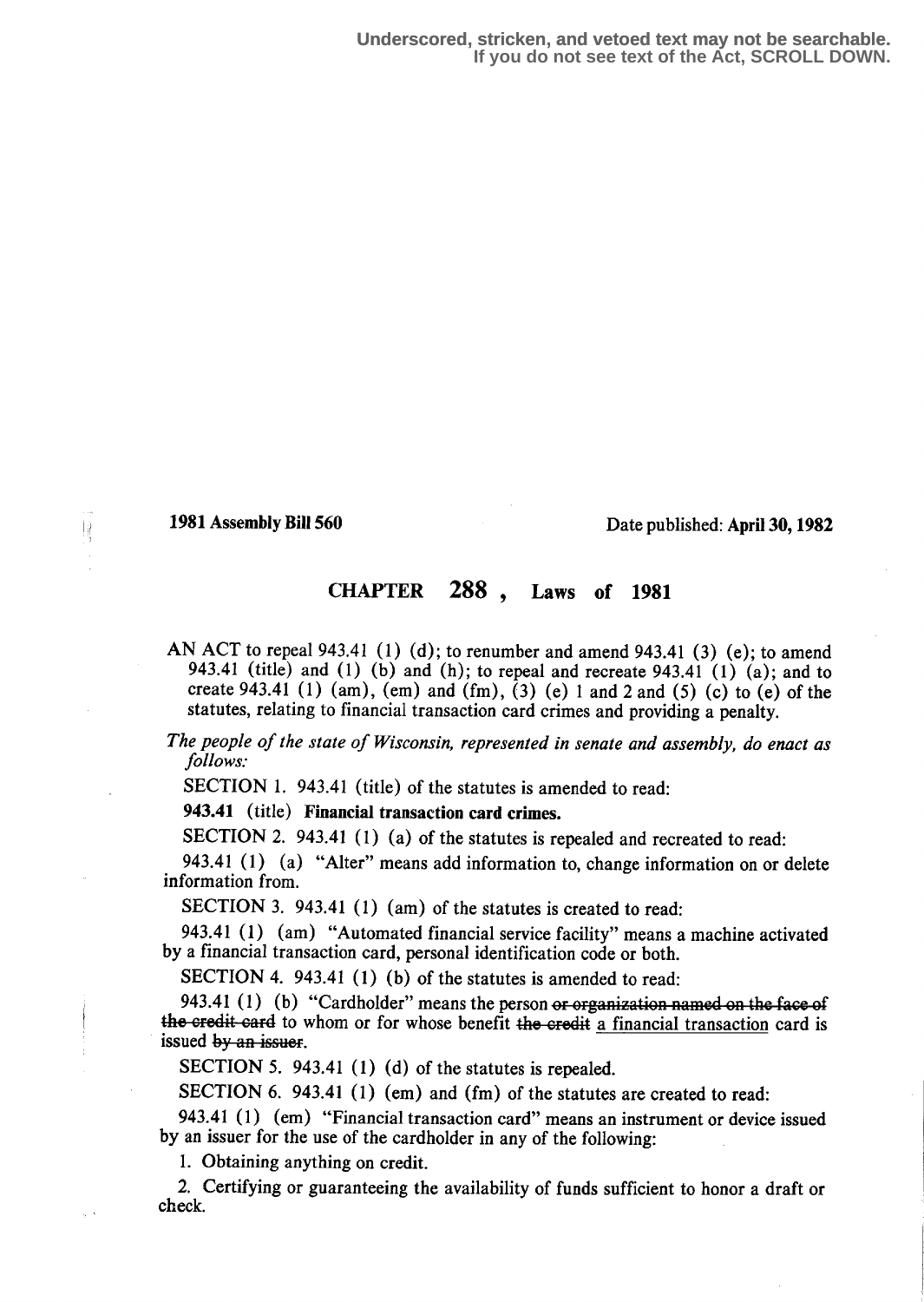Underscored, stricken, and vetoed text may not be searchable.
If you do not see text of the Act, SCROLL DOWN.

**1981 Assembly Bill 560** Date published: **April 30, 1982**

# CHAPTER 288, Laws of 1981

AN ACT to repeal 943.41 (1) (d); to renumber and amend 943.41 (3) (e); to amend 943.41 (title) and (1) (b) and (h); to repeal and recreate 943.41 (1) (a); and to create 943.41 (1) (am), (em) and (fm), (3) (e) 1 and 2 and (5) (c) to (e) of the statutes, relating to financial transaction card crimes and providing a penalty.

*The people of the state of Wisconsin, represented in senate and assembly, do enact as follows:*

SECTION 1. 943.41 (title) of the statutes is amended to read:

**943.41** (title) **Financial transaction card crimes.**

SECTION 2. 943.41 (1) (a) of the statutes is repealed and recreated to read:

943.41 (1) (a) "Alter" means add information to, change information on or delete information from.

SECTION 3. 943.41 (1) (am) of the statutes is created to read:

943.41 (1) (am) "Automated financial service facility" means a machine activated by a financial transaction card, personal identification code or both.

SECTION 4. 943.41 (1) (b) of the statutes is amended to read:

943.41 (1) (b) "Cardholder" means the person ~~or organization named on the face of the credit card~~ to whom or for whose benefit ~~the credit~~ <u>a financial transaction</u> card is issued ~~by an issuer~~.

SECTION 5. 943.41 (1) (d) of the statutes is repealed.

SECTION 6. 943.41 (1) (em) and (fm) of the statutes are created to read:

943.41 (1) (em) "Financial transaction card" means an instrument or device issued by an issuer for the use of the cardholder in any of the following:

1. Obtaining anything on credit.

2. Certifying or guaranteeing the availability of funds sufficient to honor a draft or check.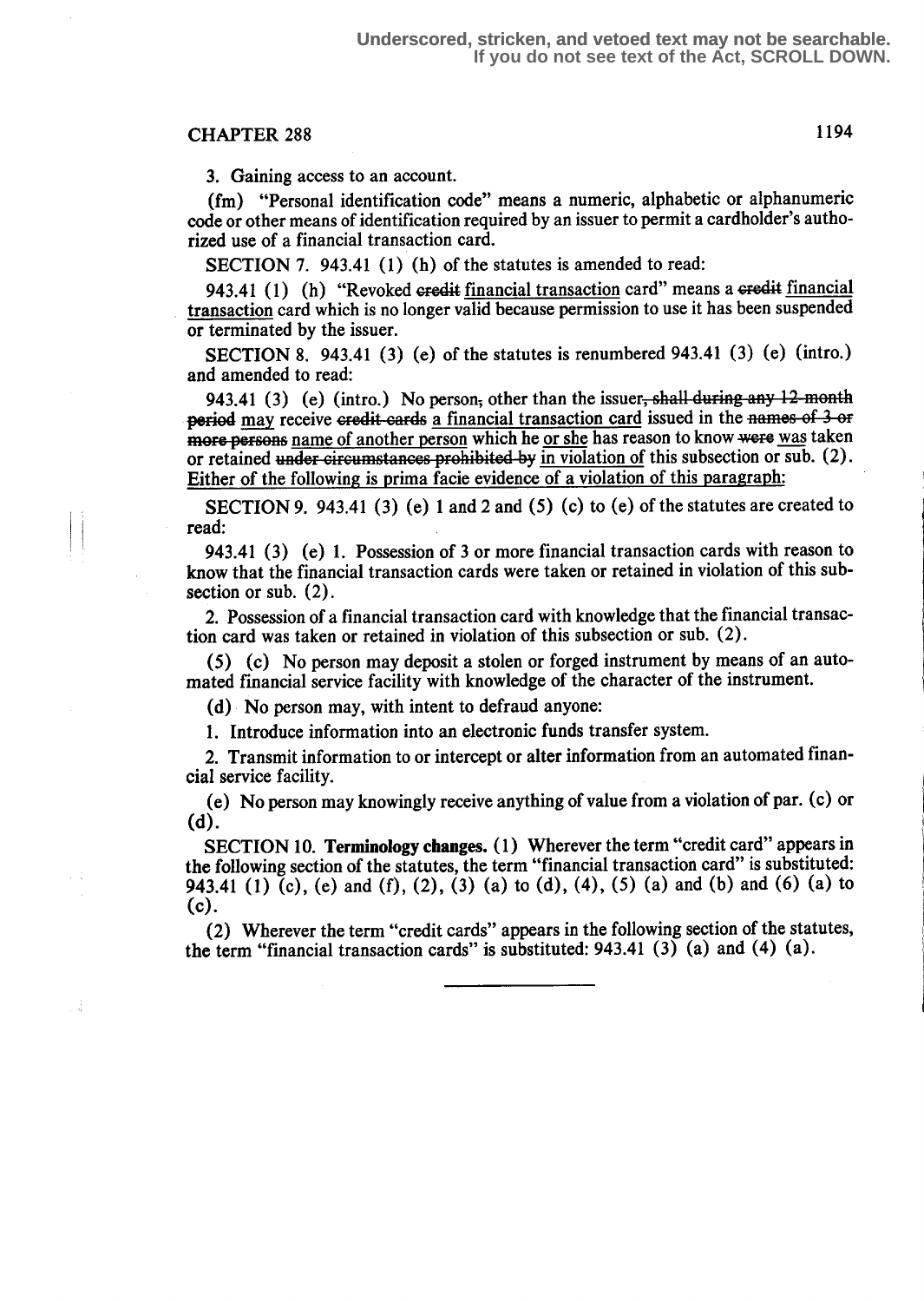3. Gaining access to an account.

(fm) "Personal identification code" means a numeric, alphabetic or alphanumeric code or other means of identification required by an issuer to permit a cardholder's authorized use of a financial transaction card.

SECTION 7. 943.41 (1) (h) of the statutes is amended to read:

943.41 (1) (h) "Revoked ~~credit~~ <u>financial transaction</u> card" means a ~~credit~~ <u>financial transaction</u> card which is no longer valid because permission to use it has been suspended or terminated by the issuer.

SECTION 8. 943.41 (3) (e) of the statutes is renumbered 943.41 (3) (e) (intro.) and amended to read:

943.41 (3) (e) (intro.) No person~~,~~ other than the issuer~~, shall during any 12-month period~~ <u>may</u> receive ~~credit cards~~ <u>a financial transaction card</u> issued in the ~~names of 3 or more persons~~ <u>name of another person</u> which he <u>or she</u> has reason to know ~~were~~ <u>was</u> taken or retained ~~under circumstances prohibited by~~ <u>in violation of</u> this subsection or sub. (2). <u>Either of the following is prima facie evidence of a violation of this paragraph:</u>

SECTION 9. 943.41 (3) (e) 1 and 2 and (5) (c) to (e) of the statutes are created to read:

943.41 (3) (e) 1. Possession of 3 or more financial transaction cards with reason to know that the financial transaction cards were taken or retained in violation of this subsection or sub. (2).

2. Possession of a financial transaction card with knowledge that the financial transaction card was taken or retained in violation of this subsection or sub. (2).

(5) (c) No person may deposit a stolen or forged instrument by means of an automated financial service facility with knowledge of the character of the instrument.

(d) No person may, with intent to defraud anyone:

1. Introduce information into an electronic funds transfer system.

2. Transmit information to or intercept or alter information from an automated financial service facility.

(e) No person may knowingly receive anything of value from a violation of par. (c) or (d).

SECTION 10. **Terminology changes.** (1) Wherever the term "credit card" appears in the following section of the statutes, the term "financial transaction card" is substituted: 943.41 (1) (c), (e) and (f), (2), (3) (a) to (d), (4), (5) (a) and (b) and (6) (a) to (c).

(2) Wherever the term "credit cards" appears in the following section of the statutes, the term "financial transaction cards" is substituted: 943.41 (3) (a) and (4) (a).